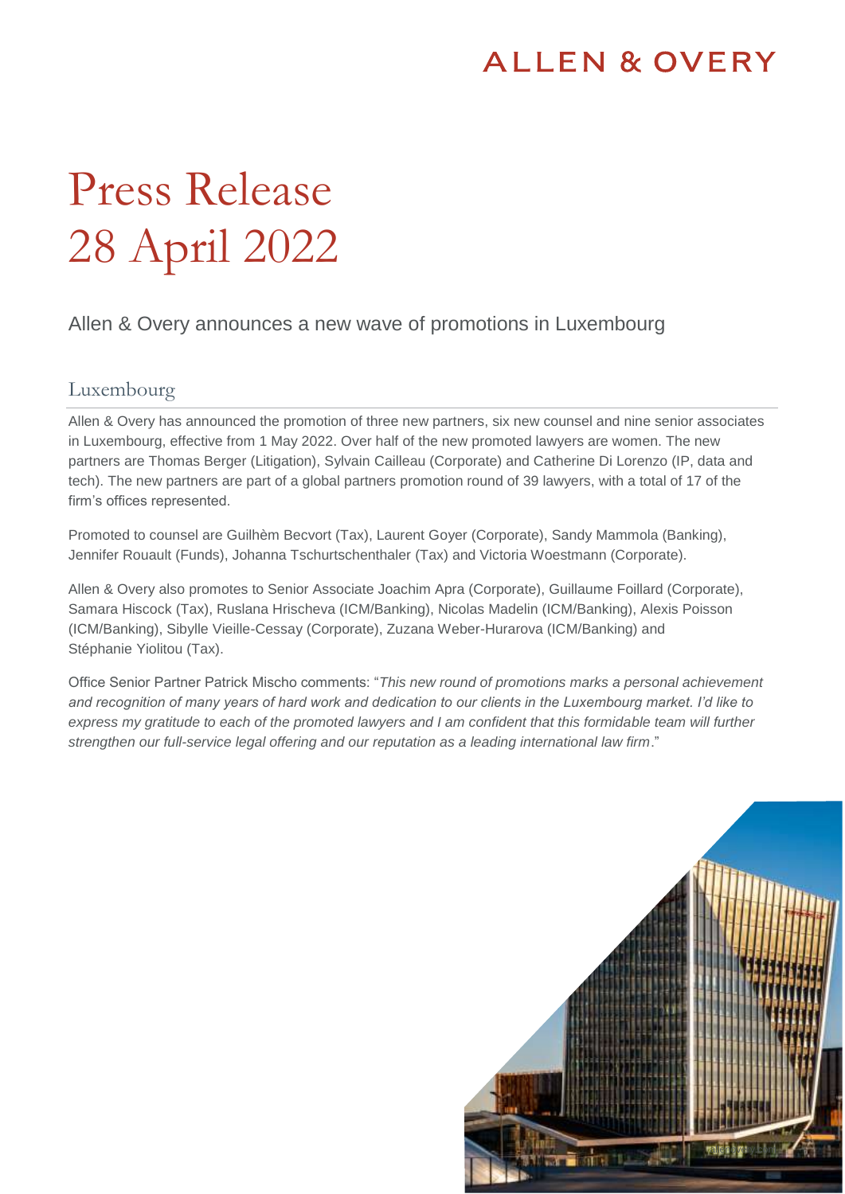ALLEN & OVERY

# Press Release 28 April 2022

## Allen & Overy announces a new wave of promotions in Luxembourg

### Luxembourg

Allen & Overy has announced the promotion of three new partners, six new counsel and nine senior associates in Luxembourg, effective from 1 May 2022. Over half of the new promoted lawyers are women. The new partners are Thomas Berger (Litigation), Sylvain Cailleau (Corporate) and Catherine Di Lorenzo (IP, data and tech). The new partners are part of a global partners promotion round of 39 lawyers, with a total of 17 of the firm's offices represented.

Promoted to counsel are Guilhèm Becvort (Tax), Laurent Goyer (Corporate), Sandy Mammola (Banking), Jennifer Rouault (Funds), Johanna Tschurtschenthaler (Tax) and Victoria Woestmann (Corporate).

Allen & Overy also promotes to Senior Associate Joachim Apra (Corporate), Guillaume Foillard (Corporate), Samara Hiscock (Tax), Ruslana Hrischeva (ICM/Banking), Nicolas Madelin (ICM/Banking), Alexis Poisson (ICM/Banking), Sibylle Vieille-Cessay (Corporate), Zuzana Weber-Hurarova (ICM/Banking) and Stéphanie Yiolitou (Tax).

Office Senior Partner Patrick Mischo comments: "*This new round of promotions marks a personal achievement and recognition of many years of hard work and dedication to our clients in the Luxembourg market. I'd like to express my gratitude to each of the promoted lawyers and I am confident that this formidable team will further strengthen our full-service legal offering and our reputation as a leading international law firm*."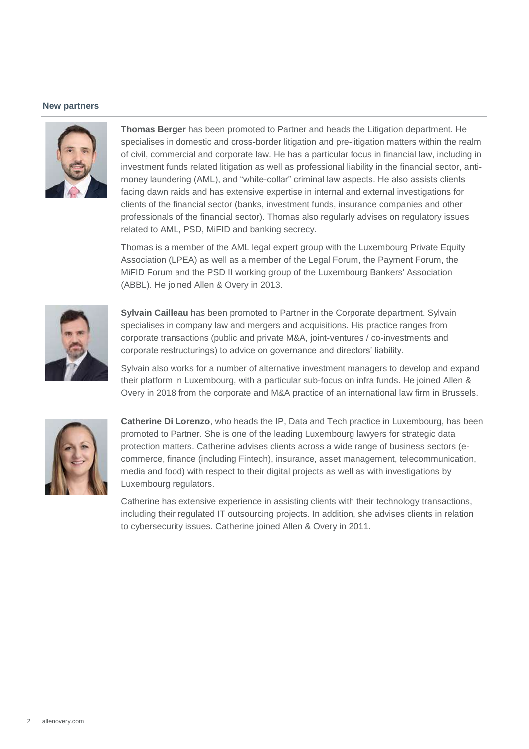## New partners

**Thomas Berger** has been promoted to Partner and heads the Litigation department. He specialises in domestic and cross-border litigation and pre-litigation matters within the realm of civil, commercial and corporate law. He has a particular focus in financial law, including in investment funds related litigation as well as professional liability in the financial sector, anti-money laundering (AML), and "white-collar" criminal law aspects. He also assists clients facing dawn raids and has extensive expertise in internal and external investigations for clients of the financial sector (banks, investment funds, insurance companies and other professionals of the financial sector). Thomas also regularly advises on regulatory issues related to AML, PSD, MiFID and banking secrecy.

Thomas is a member of the AML legal expert group with the Luxembourg Private Equity Association (LPEA) as well as a member of the Legal Forum, the Payment Forum, the MiFID Forum and the PSD II working group of the Luxembourg Bankers' Association (ABBL). He joined Allen & Overy in 2013.

**Sylvain Cailleau** has been promoted to Partner in the Corporate department. Sylvain specialises in company law and mergers and acquisitions. His practice ranges from corporate transactions (public and private M&A, joint-ventures / co-investments and corporate restructurings) to advice on governance and directors' liability.

Sylvain also works for a number of alternative investment managers to develop and expand their platform in Luxembourg, with a particular sub-focus on infra funds. He joined Allen & Overy in 2018 from the corporate and M&A practice of an international law firm in Brussels.

**Catherine Di Lorenzo**, who heads the IP, Data and Tech practice in Luxembourg, has been promoted to Partner. She is one of the leading Luxembourg lawyers for strategic data protection matters. Catherine advises clients across a wide range of business sectors (e-commerce, finance (including Fintech), insurance, asset management, telecommunication, media and food) with respect to their digital projects as well as with investigations by Luxembourg regulators.

Catherine has extensive experience in assisting clients with their technology transactions, including their regulated IT outsourcing projects. In addition, she advises clients in relation to cybersecurity issues. Catherine joined Allen & Overy in 2011.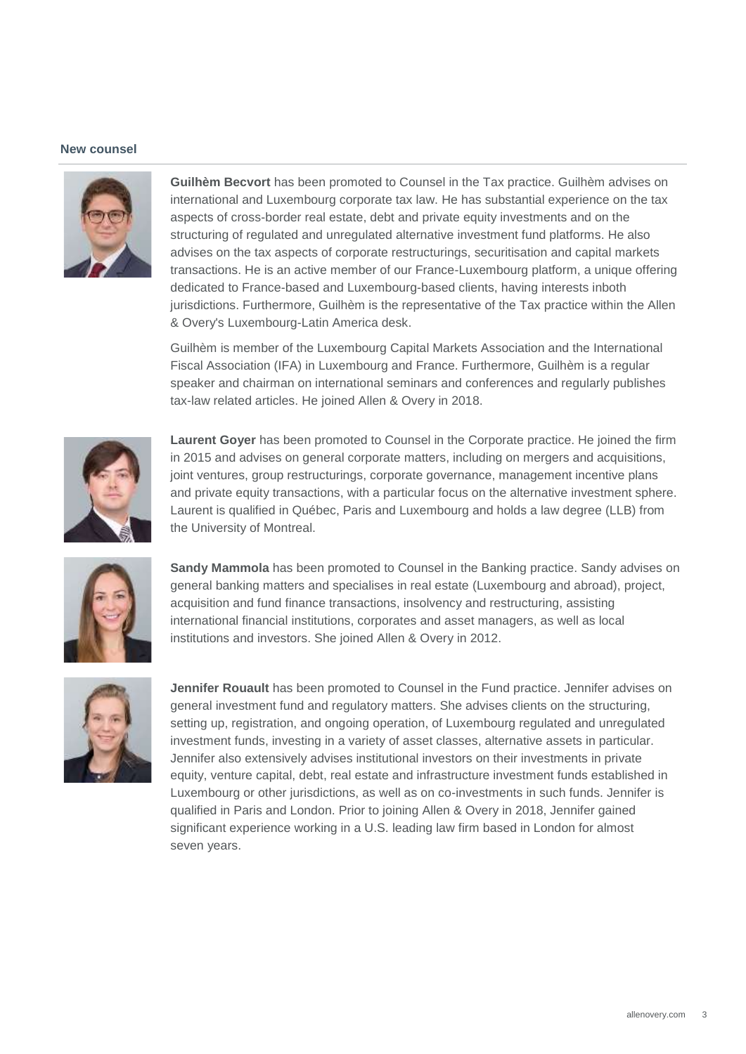## New counsel

**Guilhèm Becvort** has been promoted to Counsel in the Tax practice. Guilhèm advises on international and Luxembourg corporate tax law. He has substantial experience on the tax aspects of cross-border real estate, debt and private equity investments and on the structuring of regulated and unregulated alternative investment fund platforms. He also advises on the tax aspects of corporate restructurings, securitisation and capital markets transactions. He is an active member of our France-Luxembourg platform, a unique offering dedicated to France-based and Luxembourg-based clients, having interests inboth jurisdictions. Furthermore, Guilhèm is the representative of the Tax practice within the Allen & Overy's Luxembourg-Latin America desk.

Guilhèm is member of the Luxembourg Capital Markets Association and the International Fiscal Association (IFA) in Luxembourg and France. Furthermore, Guilhèm is a regular speaker and chairman on international seminars and conferences and regularly publishes tax-law related articles. He joined Allen & Overy in 2018.

**Laurent Goyer** has been promoted to Counsel in the Corporate practice. He joined the firm in 2015 and advises on general corporate matters, including on mergers and acquisitions, joint ventures, group restructurings, corporate governance, management incentive plans and private equity transactions, with a particular focus on the alternative investment sphere. Laurent is qualified in Québec, Paris and Luxembourg and holds a law degree (LLB) from the University of Montreal.

**Sandy Mammola** has been promoted to Counsel in the Banking practice. Sandy advises on general banking matters and specialises in real estate (Luxembourg and abroad), project, acquisition and fund finance transactions, insolvency and restructuring, assisting international financial institutions, corporates and asset managers, as well as local institutions and investors. She joined Allen & Overy in 2012.

**Jennifer Rouault** has been promoted to Counsel in the Fund practice. Jennifer advises on general investment fund and regulatory matters. She advises clients on the structuring, setting up, registration, and ongoing operation, of Luxembourg regulated and unregulated investment funds, investing in a variety of asset classes, alternative assets in particular. Jennifer also extensively advises institutional investors on their investments in private equity, venture capital, debt, real estate and infrastructure investment funds established in Luxembourg or other jurisdictions, as well as on co-investments in such funds. Jennifer is qualified in Paris and London. Prior to joining Allen & Overy in 2018, Jennifer gained significant experience working in a U.S. leading law firm based in London for almost seven years.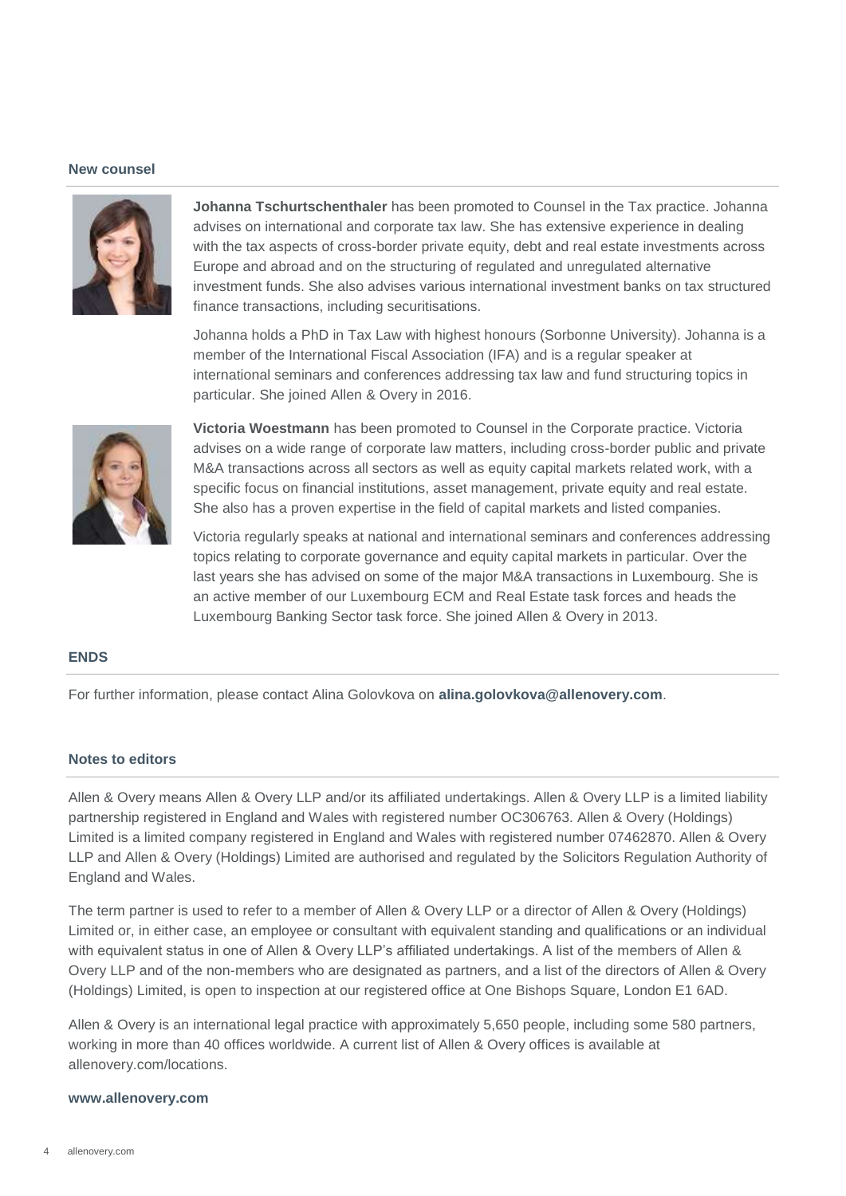### New counsel

**Johanna Tschurtschenthaler** has been promoted to Counsel in the Tax practice. Johanna advises on international and corporate tax law. She has extensive experience in dealing with the tax aspects of cross-border private equity, debt and real estate investments across Europe and abroad and on the structuring of regulated and unregulated alternative investment funds. She also advises various international investment banks on tax structured finance transactions, including securitisations.

Johanna holds a PhD in Tax Law with highest honours (Sorbonne University). Johanna is a member of the International Fiscal Association (IFA) and is a regular speaker at international seminars and conferences addressing tax law and fund structuring topics in particular. She joined Allen & Overy in 2016.

**Victoria Woestmann** has been promoted to Counsel in the Corporate practice. Victoria advises on a wide range of corporate law matters, including cross-border public and private M&A transactions across all sectors as well as equity capital markets related work, with a specific focus on financial institutions, asset management, private equity and real estate. She also has a proven expertise in the field of capital markets and listed companies.

Victoria regularly speaks at national and international seminars and conferences addressing topics relating to corporate governance and equity capital markets in particular. Over the last years she has advised on some of the major M&A transactions in Luxembourg. She is an active member of our Luxembourg ECM and Real Estate task forces and heads the Luxembourg Banking Sector task force. She joined Allen & Overy in 2013.

### ENDS

For further information, please contact Alina Golovkova on **alina.golovkova@allenovery.com**.

### Notes to editors

Allen & Overy means Allen & Overy LLP and/or its affiliated undertakings. Allen & Overy LLP is a limited liability partnership registered in England and Wales with registered number OC306763. Allen & Overy (Holdings) Limited is a limited company registered in England and Wales with registered number 07462870. Allen & Overy LLP and Allen & Overy (Holdings) Limited are authorised and regulated by the Solicitors Regulation Authority of England and Wales.

The term partner is used to refer to a member of Allen & Overy LLP or a director of Allen & Overy (Holdings) Limited or, in either case, an employee or consultant with equivalent standing and qualifications or an individual with equivalent status in one of Allen & Overy LLP's affiliated undertakings. A list of the members of Allen & Overy LLP and of the non-members who are designated as partners, and a list of the directors of Allen & Overy (Holdings) Limited, is open to inspection at our registered office at One Bishops Square, London E1 6AD.

Allen & Overy is an international legal practice with approximately 5,650 people, including some 580 partners, working in more than 40 offices worldwide. A current list of Allen & Overy offices is available at allenovery.com/locations.

**www.allenovery.com**